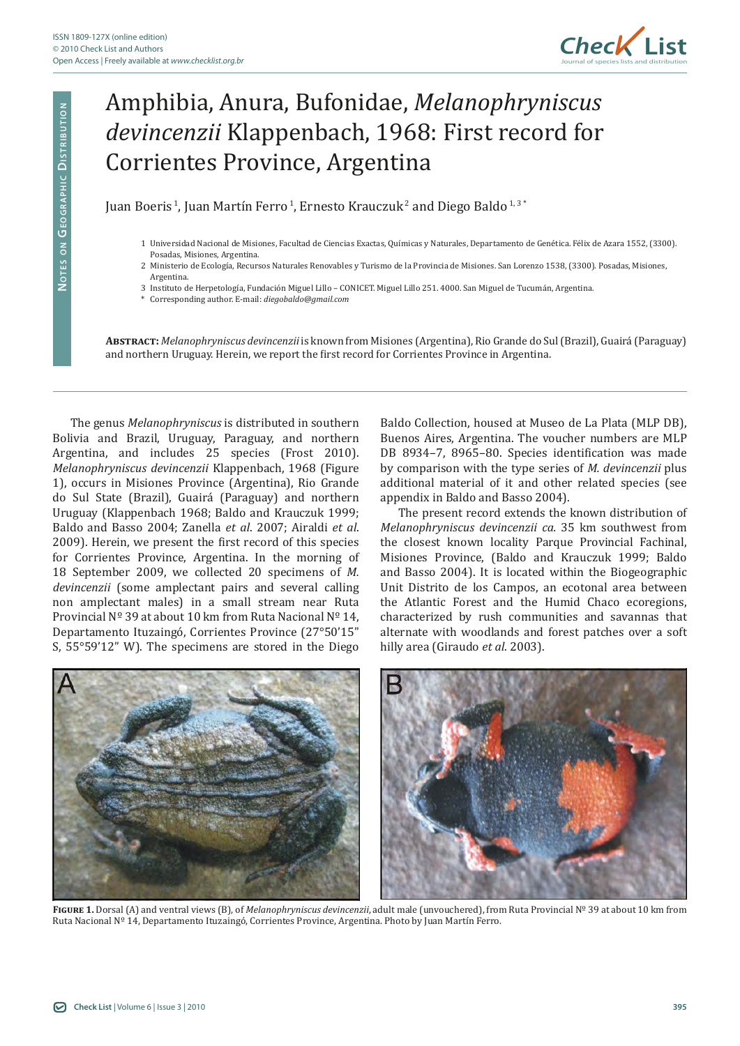# Amphibia, Anura, Bufonidae, *Melanophryniscus devincenzii* Klappenbach, 1968: First record for Corrientes Province, Argentina

Juan Boeris [1], Juan Martín Ferro [1], Ernesto Krauczuk [2] and Diego Baldo [1, 3 *]

1 Universidad Nacional de Misiones, Facultad de Ciencias Exactas, Químicas y Naturales, Departamento de Genética. Félix de Azara 1552, (3300). Posadas, Misiones, Argentina.

2 Ministerio de Ecología, Recursos Naturales Renovables y Turismo de la Provincia de Misiones. San Lorenzo 1538, (3300). Posadas, Misiones, Argentina.

3 Instituto de Herpetología, Fundación Miguel Lillo – CONICET. Miguel Lillo 251. 4000. San Miguel de Tucumán, Argentina.

\* Corresponding author. E-mail: *diegobaldo@gmail.com*

**Abstract:** *Melanophryniscus devincenzii* is known from Misiones (Argentina), Rio Grande do Sul (Brazil), Guairá (Paraguay) and northern Uruguay. Herein, we report the first record for Corrientes Province in Argentina.

The genus *Melanophryniscus* is distributed in southern Bolivia and Brazil, Uruguay, Paraguay, and northern Argentina, and includes 25 species (Frost 2010). *Melanophryniscus devincenzii* Klappenbach, 1968 (Figure 1), occurs in Misiones Province (Argentina), Rio Grande do Sul State (Brazil), Guairá (Paraguay) and northern Uruguay (Klappenbach 1968; Baldo and Krauczuk 1999; Baldo and Basso 2004; Zanella *et al*. 2007; Airaldi *et al*. 2009). Herein, we present the first record of this species for Corrientes Province, Argentina. In the morning of 18 September 2009, we collected 20 specimens of *M. devincenzii* (some amplectant pairs and several calling non amplectant males) in a small stream near Ruta Provincial Nº 39 at about 10 km from Ruta Nacional Nº 14, Departamento Ituzaingó, Corrientes Province (27°50'15" S, 55°59'12" W). The specimens are stored in the Diego Baldo Collection, housed at Museo de La Plata (MLP DB), Buenos Aires, Argentina. The voucher numbers are MLP DB 8934–7, 8965–80. Species identification was made by comparison with the type series of *M. devincenzii* plus additional material of it and other related species (see appendix in Baldo and Basso 2004).

The present record extends the known distribution of *Melanophryniscus devincenzii ca.* 35 km southwest from the closest known locality Parque Provincial Fachinal, Misiones Province, (Baldo and Krauczuk 1999; Baldo and Basso 2004). It is located within the Biogeographic Unit Distrito de los Campos, an ecotonal area between the Atlantic Forest and the Humid Chaco ecoregions, characterized by rush communities and savannas that alternate with woodlands and forest patches over a soft hilly area (Giraudo *et al*. 2003).

**Figure 1.** Dorsal (A) and ventral views (B), of *Melanophryniscus devincenzii*, adult male (unvouchered), from Ruta Provincial Nº 39 at about 10 km from Ruta Nacional Nº 14, Departamento Ituzaingó, Corrientes Province, Argentina. Photo by Juan Martín Ferro.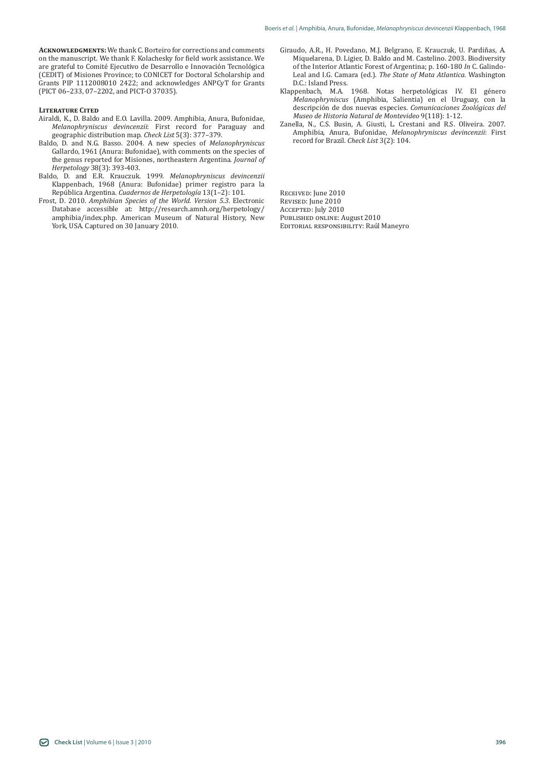**Acknowledgments:** We thank C. Borteiro for corrections and comments on the manuscript. We thank F. Kolachesky for field work assistance. We are grateful to Comité Ejecutivo de Desarrollo e Innovación Tecnológica (CEDIT) of Misiones Province; to CONICET for Doctoral Scholarship and Grants PIP 1112008010 2422; and acknowledges ANPCyT for Grants (PICT 06–233, 07–2202, and PICT-O 37035).

## Literature Cited

Airaldi, K., D. Baldo and E.O. Lavilla. 2009. Amphibia, Anura, Bufonidae, *Melanophryniscus devincenzii*: First record for Paraguay and geographic distribution map. *Check List* 5(3): 377–379.

Baldo, D. and N.G. Basso. 2004. A new species of *Melanophryniscus* Gallardo, 1961 (Anura: Bufonidae), with comments on the species of the genus reported for Misiones, northeastern Argentina. *Journal of Herpetology* 38(3): 393-403.

Baldo, D. and E.R. Krauczuk. 1999. *Melanophryniscus devincenzii* Klappenbach, 1968 (Anura: Bufonidae) primer registro para la República Argentina. *Cuadernos de Herpetología* 13(1–2): 101.

Frost, D. 2010. *Amphibian Species of the World. Version 5.3*. Electronic Database accessible at: http://research.amnh.org/herpetology/amphibia/index.php. American Museum of Natural History, New York, USA. Captured on 30 January 2010.

Giraudo, A.R., H. Povedano, M.J. Belgrano, E. Krauczuk, U. Pardiñas, A. Miquelarena, D. Ligier, D. Baldo and M. Castelino. 2003. Biodiversity of the Interior Atlantic Forest of Argentina; p. 160-180 *In* C. Galindo-Leal and I.G. Camara (ed.). *The State of Mata Atlantica*. Washington D.C.: Island Press.

Klappenbach, M.A. 1968. Notas herpetológicas IV. El género *Melanophryniscus* (Amphibia, Salientia) en el Uruguay, con la descripción de dos nuevas especies. *Comunicaciones Zoológicas del Museo de Historia Natural de Montevideo* 9(118): 1-12.

Zanella, N., C.S. Busin, A. Giusti, L. Crestani and R.S. Oliveira. 2007. Amphibia, Anura, Bufonidae, *Melanophryniscus devincenzii*: First record for Brazil. *Check List* 3(2): 104.

Received: June 2010
Revised: June 2010
Accepted: July 2010
Published online: August 2010
Editorial responsibility: Raúl Maneyro